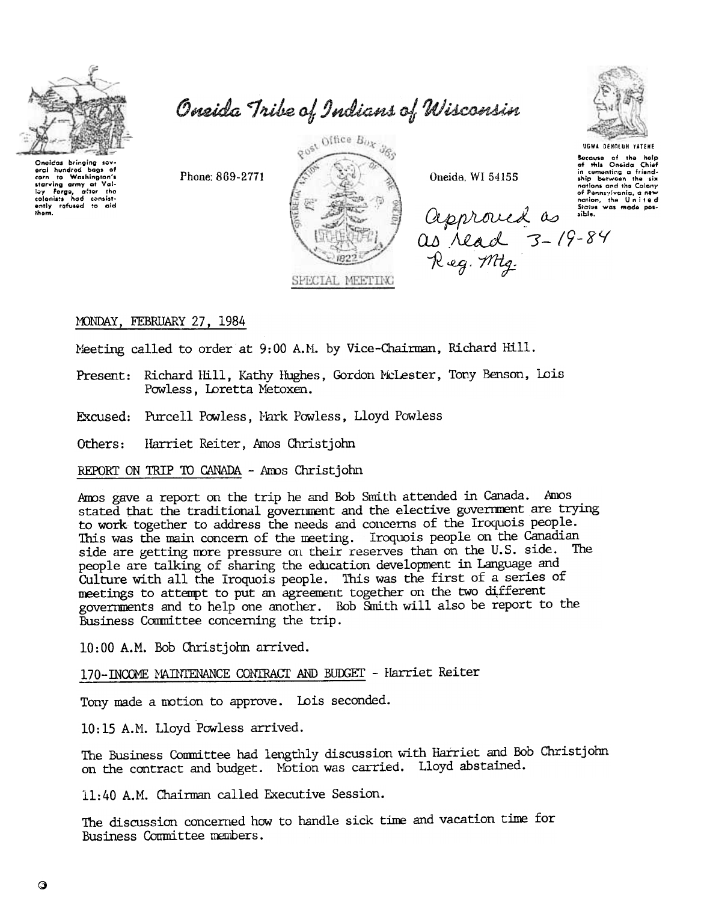# Oneida Tribe of Indians of Wisconsin

Oneidas bringing several hundred bags of corn to Washington's starving army at Valley Forge, after the colonists had consistently refused to aid them.

Phone: 869-2771

Post Office Box 365

Oneida, WI 54155

UGWA DEHOLUH YATEHE

Because of the help of this Oneida Chief in cementing a friendship between the six nations and the Colony of Pennsylvania, a new nation, the United States was made possible.

SOVEREIGN NATION OF THE ONEIDA 1822

SPECIAL MEETING

Approved as as read 3-19-84 Reg. Mtg.

MONDAY, FEBRUARY 27, 1984

Meeting called to order at 9:00 A.M. by Vice-Chairman, Richard Hill.

Present: Richard Hill, Kathy Hughes, Gordon McLester, Tony Benson, Lois Powless, Loretta Metoxen.

Excused: Purcell Powless, Mark Powless, Lloyd Powless

Others: Harriet Reiter, Amos Christjohn

REPORT ON TRIP TO CANADA - Amos Christjohn

Amos gave a report on the trip he and Bob Smith attended in Canada. Amos stated that the traditional government and the elective government are trying to work together to address the needs and concerns of the Iroquois people. This was the main concern of the meeting. Iroquois people on the Canadian side are getting more pressure on their reserves than on the U.S. side. The people are talking of sharing the education development in Language and Culture with all the Iroquois people. This was the first of a series of meetings to attempt to put an agreement together on the two different governments and to help one another. Bob Smith will also be report to the Business Committee concerning the trip.

10:00 A.M. Bob Christjohn arrived.

170-INCOME MAINTENANCE CONTRACT AND BUDGET - Harriet Reiter

Tony made a motion to approve. Lois seconded.

10:15 A.M. Lloyd Powless arrived.

The Business Committee had lengthly discussion with Harriet and Bob Christjohn on the contract and budget. Motion was carried. Lloyd abstained.

11:40 A.M. Chairman called Executive Session.

The discussion concerned how to handle sick time and vacation time for Business Committee members.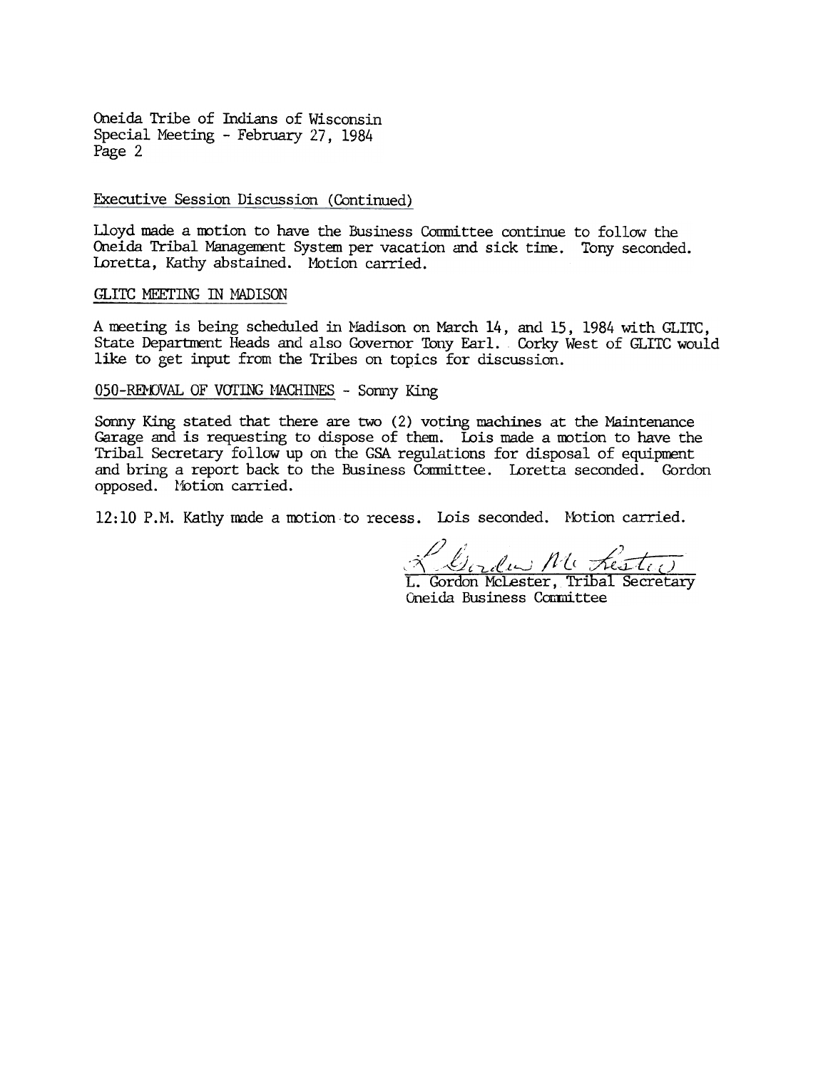Oneida Tribe of Indians of Wisconsin
Special Meeting - February 27, 1984
Page 2

Executive Session Discussion (Continued)

Lloyd made a motion to have the Business Committee continue to follow the Oneida Tribal Management System per vacation and sick time. Tony seconded. Loretta, Kathy abstained. Motion carried.

GLITC MEETING IN MADISON

A meeting is being scheduled in Madison on March 14, and 15, 1984 with GLITC, State Department Heads and also Governor Tony Earl. Corky West of GLITC would like to get input from the Tribes on topics for discussion.

050-REMOVAL OF VOTING MACHINES - Sonny King

Sonny King stated that there are two (2) voting machines at the Maintenance Garage and is requesting to dispose of them. Lois made a motion to have the Tribal Secretary follow up on the GSA regulations for disposal of equipment and bring a report back to the Business Committee. Loretta seconded. Gordon opposed. Motion carried.

12:10 P.M. Kathy made a motion to recess. Lois seconded. Motion carried.

L. Gordon McLester, Tribal Secretary
Oneida Business Committee